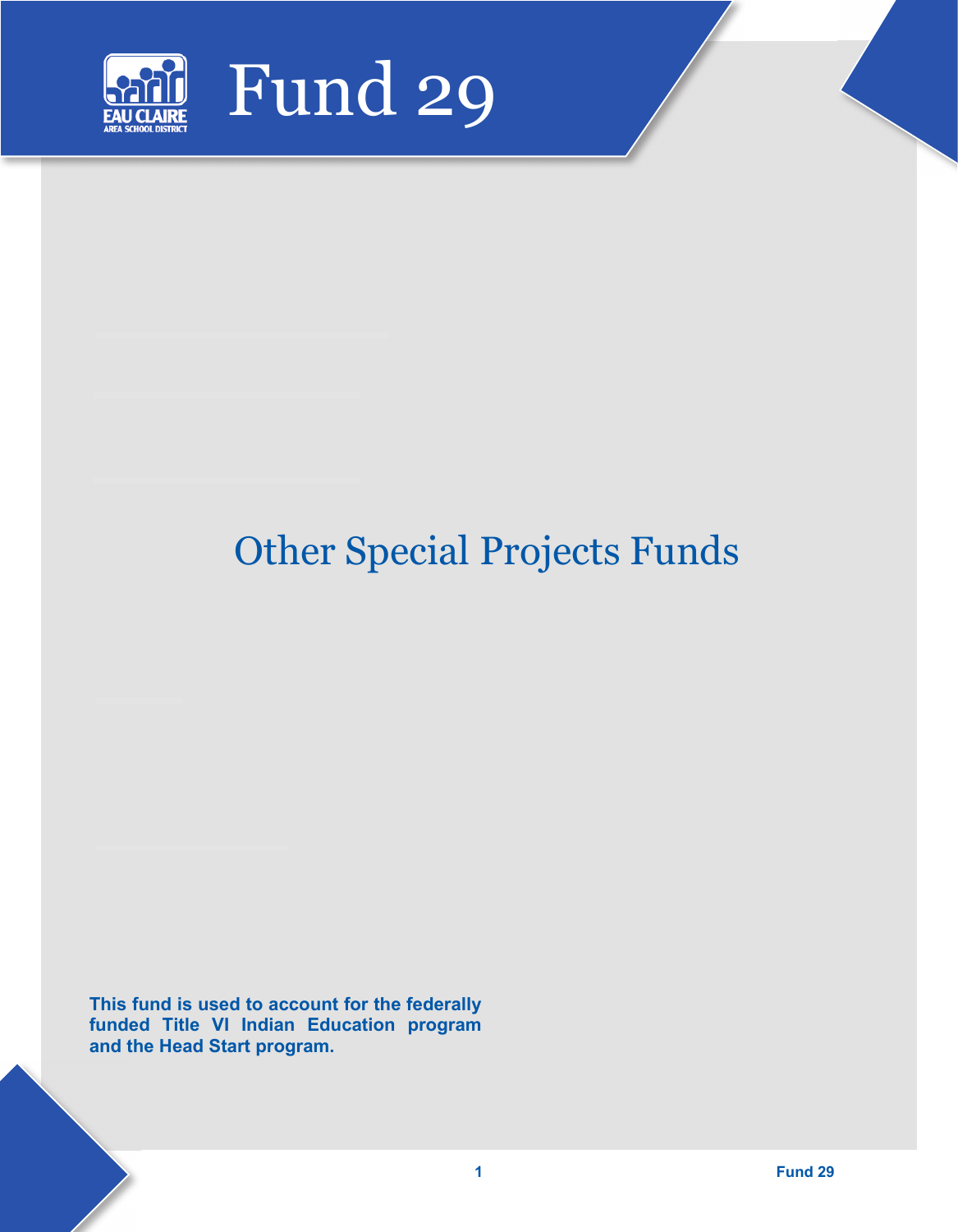# Fund 29

## Other Special Projects Funds

**This fund is used to account for the federally funded Title VI Indian Education program and the Head Start program.**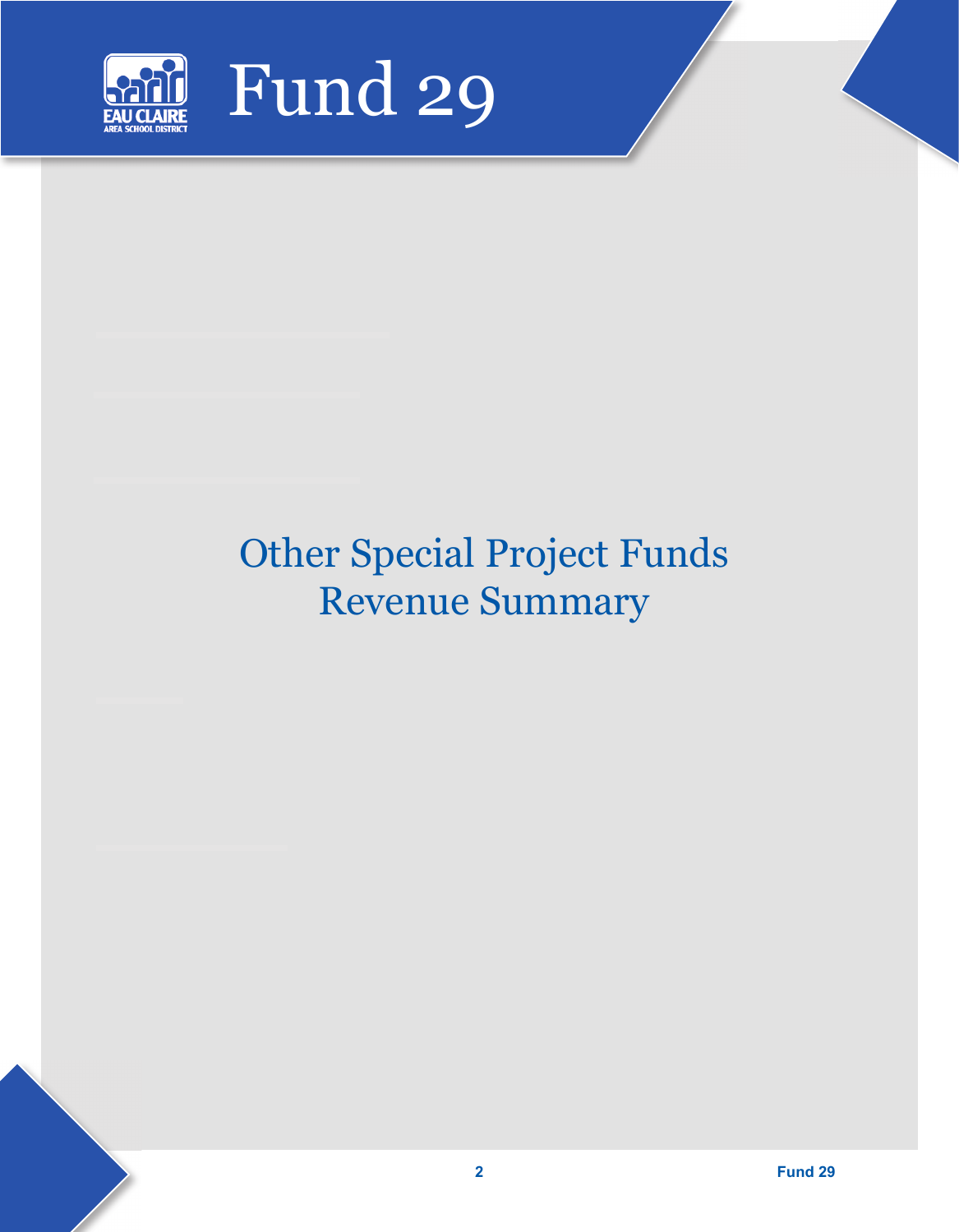# Fund 29

## Other Special Project Funds Revenue Summary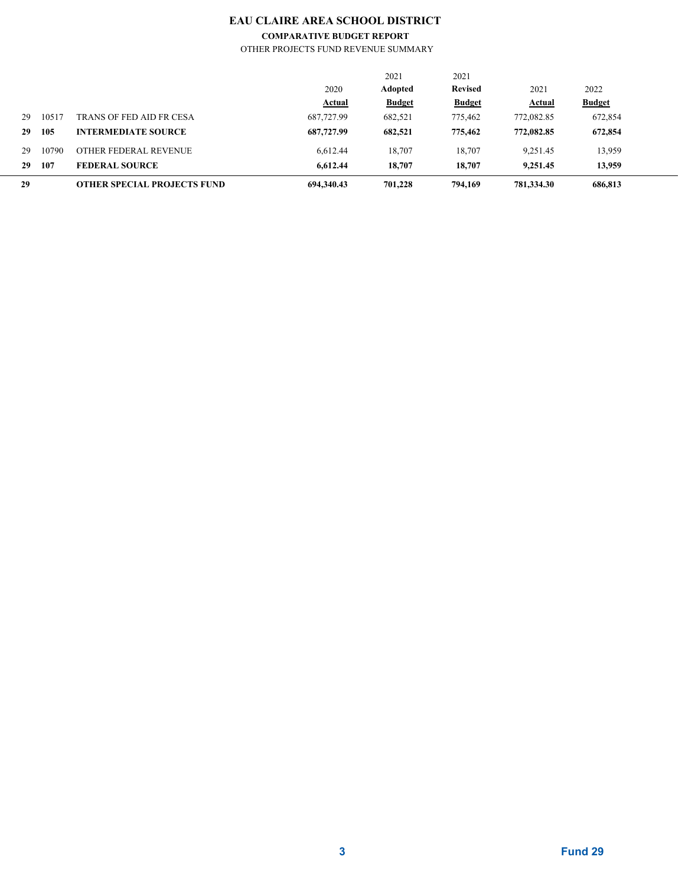# EAU CLAIRE AREA SCHOOL DISTRICT

**COMPARATIVE BUDGET REPORT**

OTHER PROJECTS FUND REVENUE SUMMARY

| | | | 2020 Actual | 2021 Adopted Budget | 2021 Revised Budget | 2021 Actual | 2022 Budget |
|---|---|---|---|---|---|---|---|
| 29 | 10517 | TRANS OF FED AID FR CESA | 687,727.99 | 682,521 | 775,462 | 772,082.85 | 672,854 |
| **29** | **105** | **INTERMEDIATE SOURCE** | **687,727.99** | **682,521** | **775,462** | **772,082.85** | **672,854** |
| 29 | 10790 | OTHER FEDERAL REVENUE | 6,612.44 | 18,707 | 18,707 | 9,251.45 | 13,959 |
| **29** | **107** | **FEDERAL SOURCE** | **6,612.44** | **18,707** | **18,707** | **9,251.45** | **13,959** |
| **29** | | **OTHER SPECIAL PROJECTS FUND** | **694,340.43** | **701,228** | **794,169** | **781,334.30** | **686,813** |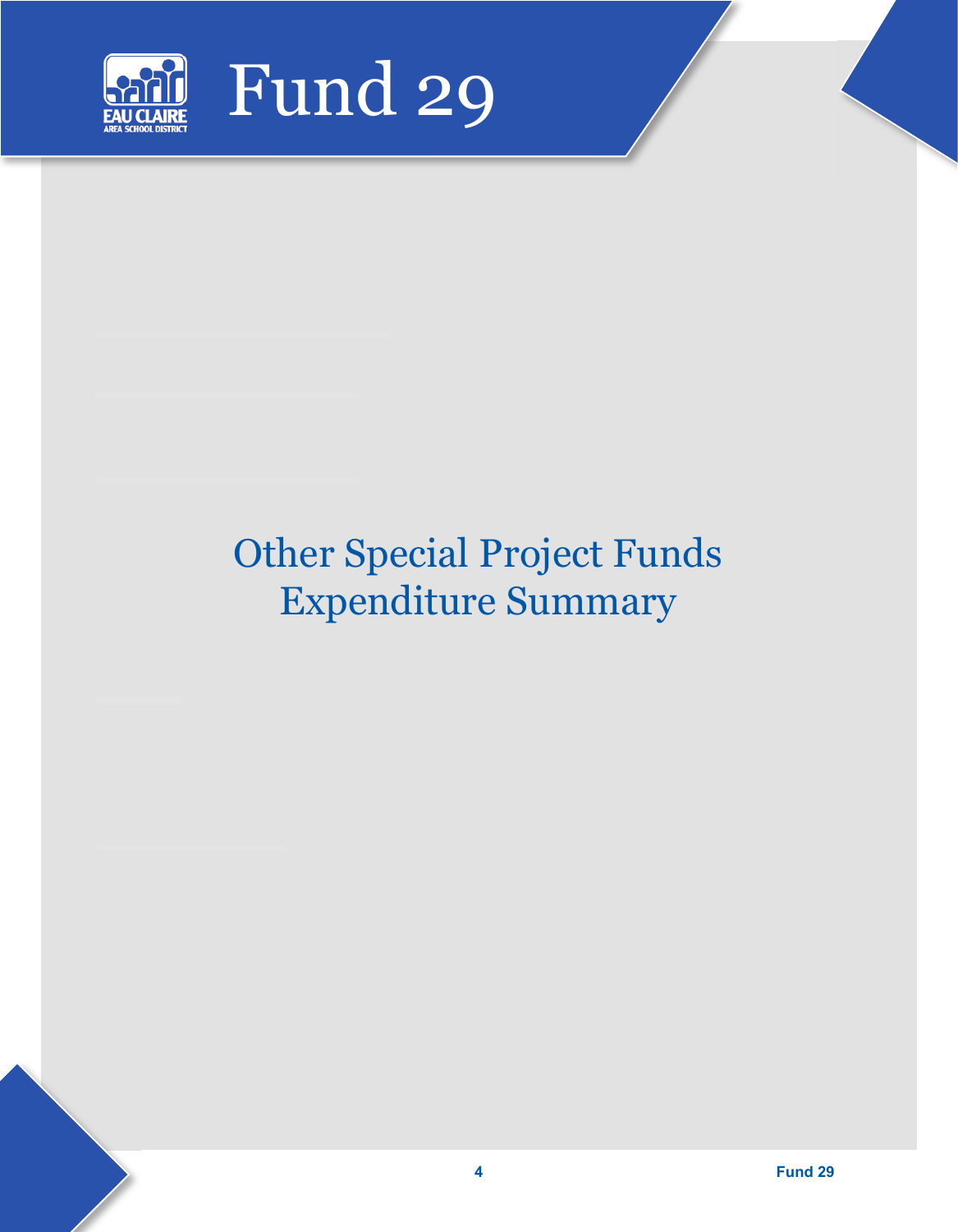# Fund 29

## Other Special Project Funds Expenditure Summary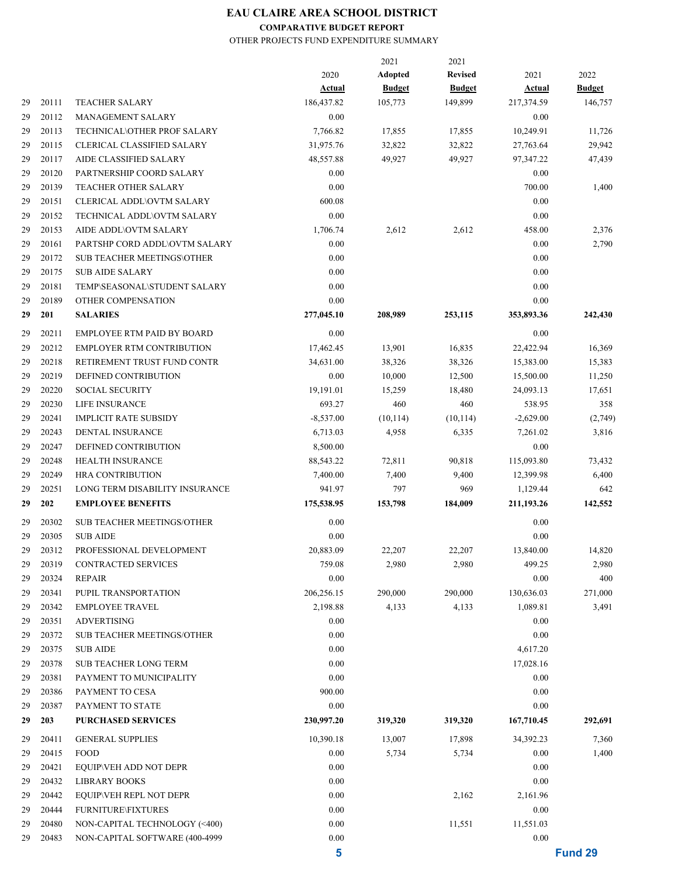# EAU CLAIRE AREA SCHOOL DISTRICT

**COMPARATIVE BUDGET REPORT**

OTHER PROJECTS FUND EXPENDITURE SUMMARY

| | | | 2020 Actual | 2021 Adopted Budget | 2021 Revised Budget | 2021 Actual | 2022 Budget |
|---|---|---|---|---|---|---|---|
| 29 | 20111 | TEACHER SALARY | 186,437.82 | 105,773 | 149,899 | 217,374.59 | 146,757 |
| 29 | 20112 | MANAGEMENT SALARY | 0.00 | | | 0.00 | |
| 29 | 20113 | TECHNICAL\OTHER PROF SALARY | 7,766.82 | 17,855 | 17,855 | 10,249.91 | 11,726 |
| 29 | 20115 | CLERICAL CLASSIFIED SALARY | 31,975.76 | 32,822 | 32,822 | 27,763.64 | 29,942 |
| 29 | 20117 | AIDE CLASSIFIED SALARY | 48,557.88 | 49,927 | 49,927 | 97,347.22 | 47,439 |
| 29 | 20120 | PARTNERSHIP COORD SALARY | 0.00 | | | 0.00 | |
| 29 | 20139 | TEACHER OTHER SALARY | 0.00 | | | 700.00 | 1,400 |
| 29 | 20151 | CLERICAL ADDL\OVTM SALARY | 600.08 | | | 0.00 | |
| 29 | 20152 | TECHNICAL ADDL\OVTM SALARY | 0.00 | | | 0.00 | |
| 29 | 20153 | AIDE ADDL\OVTM SALARY | 1,706.74 | 2,612 | 2,612 | 458.00 | 2,376 |
| 29 | 20161 | PARTSHP CORD ADDL\OVTM SALARY | 0.00 | | | 0.00 | 2,790 |
| 29 | 20172 | SUB TEACHER MEETINGS\OTHER | 0.00 | | | 0.00 | |
| 29 | 20175 | SUB AIDE SALARY | 0.00 | | | 0.00 | |
| 29 | 20181 | TEMP\SEASONAL\STUDENT SALARY | 0.00 | | | 0.00 | |
| 29 | 20189 | OTHER COMPENSATION | 0.00 | | | 0.00 | |
| **29** | **201** | **SALARIES** | **277,045.10** | **208,989** | **253,115** | **353,893.36** | **242,430** |
| 29 | 20211 | EMPLOYEE RTM PAID BY BOARD | 0.00 | | | 0.00 | |
| 29 | 20212 | EMPLOYER RTM CONTRIBUTION | 17,462.45 | 13,901 | 16,835 | 22,422.94 | 16,369 |
| 29 | 20218 | RETIREMENT TRUST FUND CONTR | 34,631.00 | 38,326 | 38,326 | 15,383.00 | 15,383 |
| 29 | 20219 | DEFINED CONTRIBUTION | 0.00 | 10,000 | 12,500 | 15,500.00 | 11,250 |
| 29 | 20220 | SOCIAL SECURITY | 19,191.01 | 15,259 | 18,480 | 24,093.13 | 17,651 |
| 29 | 20230 | LIFE INSURANCE | 693.27 | 460 | 460 | 538.95 | 358 |
| 29 | 20241 | IMPLICIT RATE SUBSIDY | -8,537.00 | (10,114) | (10,114) | -2,629.00 | (2,749) |
| 29 | 20243 | DENTAL INSURANCE | 6,713.03 | 4,958 | 6,335 | 7,261.02 | 3,816 |
| 29 | 20247 | DEFINED CONTRIBUTION | 8,500.00 | | | 0.00 | |
| 29 | 20248 | HEALTH INSURANCE | 88,543.22 | 72,811 | 90,818 | 115,093.80 | 73,432 |
| 29 | 20249 | HRA CONTRIBUTION | 7,400.00 | 7,400 | 9,400 | 12,399.98 | 6,400 |
| 29 | 20251 | LONG TERM DISABILITY INSURANCE | 941.97 | 797 | 969 | 1,129.44 | 642 |
| **29** | **202** | **EMPLOYEE BENEFITS** | **175,538.95** | **153,798** | **184,009** | **211,193.26** | **142,552** |
| 29 | 20302 | SUB TEACHER MEETINGS/OTHER | 0.00 | | | 0.00 | |
| 29 | 20305 | SUB AIDE | 0.00 | | | 0.00 | |
| 29 | 20312 | PROFESSIONAL DEVELOPMENT | 20,883.09 | 22,207 | 22,207 | 13,840.00 | 14,820 |
| 29 | 20319 | CONTRACTED SERVICES | 759.08 | 2,980 | 2,980 | 499.25 | 2,980 |
| 29 | 20324 | REPAIR | 0.00 | | | 0.00 | 400 |
| 29 | 20341 | PUPIL TRANSPORTATION | 206,256.15 | 290,000 | 290,000 | 130,636.03 | 271,000 |
| 29 | 20342 | EMPLOYEE TRAVEL | 2,198.88 | 4,133 | 4,133 | 1,089.81 | 3,491 |
| 29 | 20351 | ADVERTISING | 0.00 | | | 0.00 | |
| 29 | 20372 | SUB TEACHER MEETINGS/OTHER | 0.00 | | | 0.00 | |
| 29 | 20375 | SUB AIDE | 0.00 | | | 4,617.20 | |
| 29 | 20378 | SUB TEACHER LONG TERM | 0.00 | | | 17,028.16 | |
| 29 | 20381 | PAYMENT TO MUNICIPALITY | 0.00 | | | 0.00 | |
| 29 | 20386 | PAYMENT TO CESA | 900.00 | | | 0.00 | |
| 29 | 20387 | PAYMENT TO STATE | 0.00 | | | 0.00 | |
| **29** | **203** | **PURCHASED SERVICES** | **230,997.20** | **319,320** | **319,320** | **167,710.45** | **292,691** |
| 29 | 20411 | GENERAL SUPPLIES | 10,390.18 | 13,007 | 17,898 | 34,392.23 | 7,360 |
| 29 | 20415 | FOOD | 0.00 | 5,734 | 5,734 | 0.00 | 1,400 |
| 29 | 20421 | EQUIP\VEH ADD NOT DEPR | 0.00 | | | 0.00 | |
| 29 | 20432 | LIBRARY BOOKS | 0.00 | | | 0.00 | |
| 29 | 20442 | EQUIP\VEH REPL NOT DEPR | 0.00 | | 2,162 | 2,161.96 | |
| 29 | 20444 | FURNITURE\FIXTURES | 0.00 | | | 0.00 | |
| 29 | 20480 | NON-CAPITAL TECHNOLOGY (<400) | 0.00 | | 11,551 | 11,551.03 | |
| 29 | 20483 | NON-CAPITAL SOFTWARE (400-4999 | 0.00 | | | 0.00 | |

Fund 29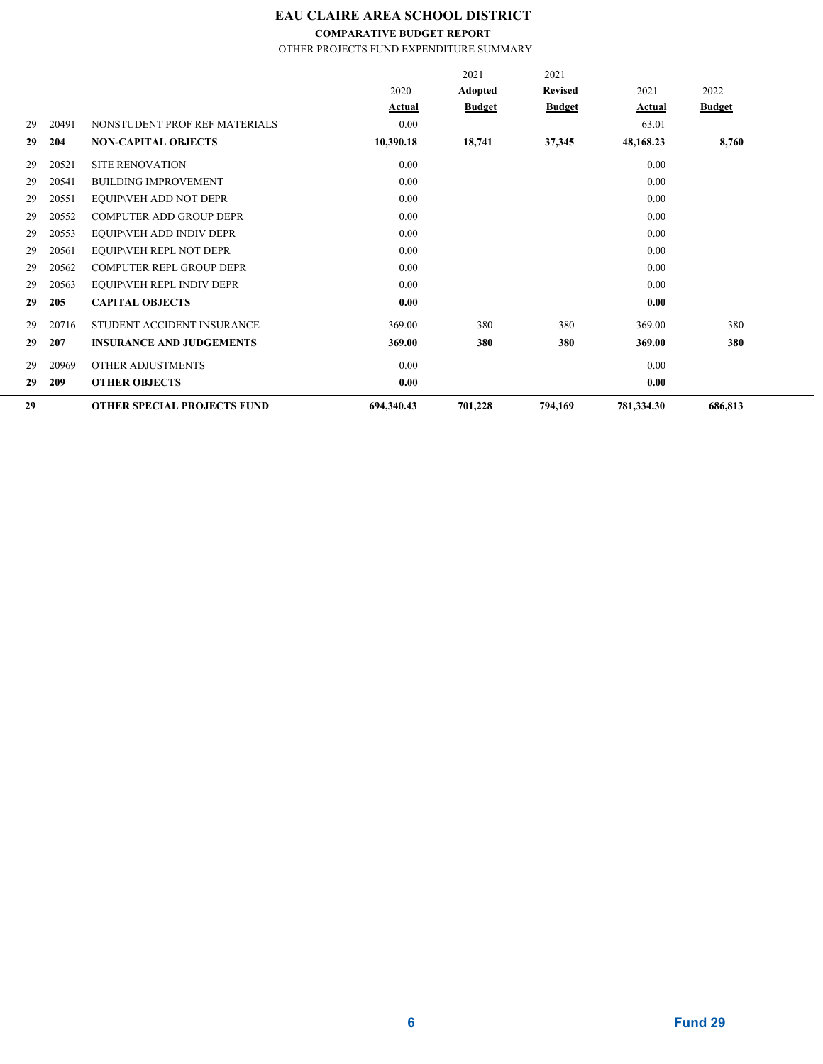**EAU CLAIRE AREA SCHOOL DISTRICT**

**COMPARATIVE BUDGET REPORT**

OTHER PROJECTS FUND EXPENDITURE SUMMARY

| | | | 2020 Actual | 2021 Adopted Budget | 2021 Revised Budget | 2021 Actual | 2022 Budget |
|---|---|---|---|---|---|---|---|
| 29 | 20491 | NONSTUDENT PROF REF MATERIALS | 0.00 | | | 63.01 | |
| **29** | **204** | **NON-CAPITAL OBJECTS** | **10,390.18** | **18,741** | **37,345** | **48,168.23** | **8,760** |
| 29 | 20521 | SITE RENOVATION | 0.00 | | | 0.00 | |
| 29 | 20541 | BUILDING IMPROVEMENT | 0.00 | | | 0.00 | |
| 29 | 20551 | EQUIP\VEH ADD NOT DEPR | 0.00 | | | 0.00 | |
| 29 | 20552 | COMPUTER ADD GROUP DEPR | 0.00 | | | 0.00 | |
| 29 | 20553 | EQUIP\VEH ADD INDIV DEPR | 0.00 | | | 0.00 | |
| 29 | 20561 | EQUIP\VEH REPL NOT DEPR | 0.00 | | | 0.00 | |
| 29 | 20562 | COMPUTER REPL GROUP DEPR | 0.00 | | | 0.00 | |
| 29 | 20563 | EQUIP\VEH REPL INDIV DEPR | 0.00 | | | 0.00 | |
| **29** | **205** | **CAPITAL OBJECTS** | **0.00** | | | **0.00** | |
| 29 | 20716 | STUDENT ACCIDENT INSURANCE | 369.00 | 380 | 380 | 369.00 | 380 |
| **29** | **207** | **INSURANCE AND JUDGEMENTS** | **369.00** | **380** | **380** | **369.00** | **380** |
| 29 | 20969 | OTHER ADJUSTMENTS | 0.00 | | | 0.00 | |
| **29** | **209** | **OTHER OBJECTS** | **0.00** | | | **0.00** | |
| **29** | | **OTHER SPECIAL PROJECTS FUND** | **694,340.43** | **701,228** | **794,169** | **781,334.30** | **686,813** |